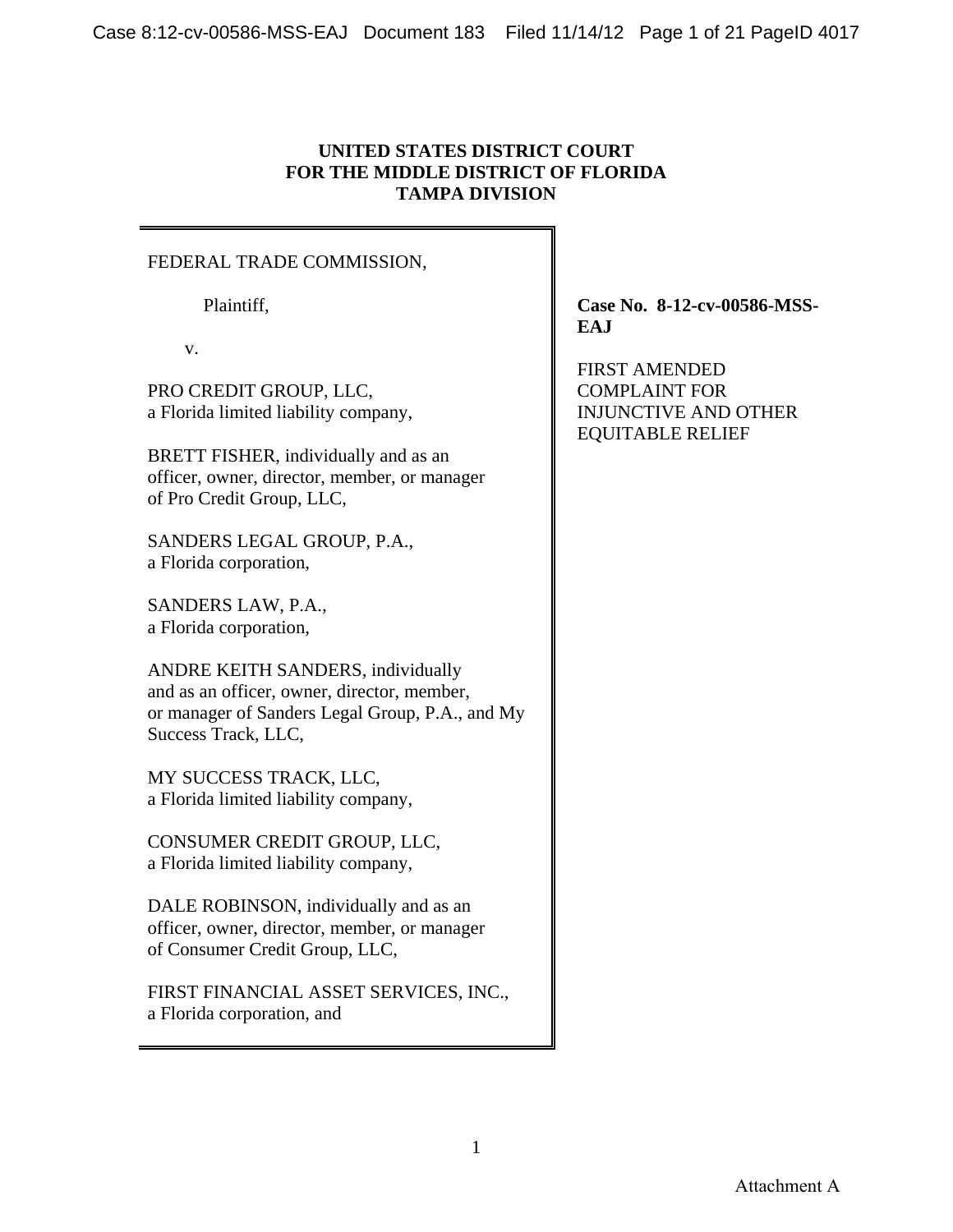**UNITED STATES DISTRICT COURT**
**FOR THE MIDDLE DISTRICT OF FLORIDA**
**TAMPA DIVISION**

FEDERAL TRADE COMMISSION,

Plaintiff,

v.

PRO CREDIT GROUP, LLC,
a Florida limited liability company,

BRETT FISHER, individually and as an officer, owner, director, member, or manager of Pro Credit Group, LLC,

SANDERS LEGAL GROUP, P.A.,
a Florida corporation,

SANDERS LAW, P.A.,
a Florida corporation,

ANDRE KEITH SANDERS, individually and as an officer, owner, director, member, or manager of Sanders Legal Group, P.A., and My Success Track, LLC,

MY SUCCESS TRACK, LLC,
a Florida limited liability company,

CONSUMER CREDIT GROUP, LLC,
a Florida limited liability company,

DALE ROBINSON, individually and as an officer, owner, director, member, or manager of Consumer Credit Group, LLC,

FIRST FINANCIAL ASSET SERVICES, INC.,
a Florida corporation, and

**Case No. 8-12-cv-00586-MSS-EAJ**

FIRST AMENDED COMPLAINT FOR INJUNCTIVE AND OTHER EQUITABLE RELIEF

Attachment A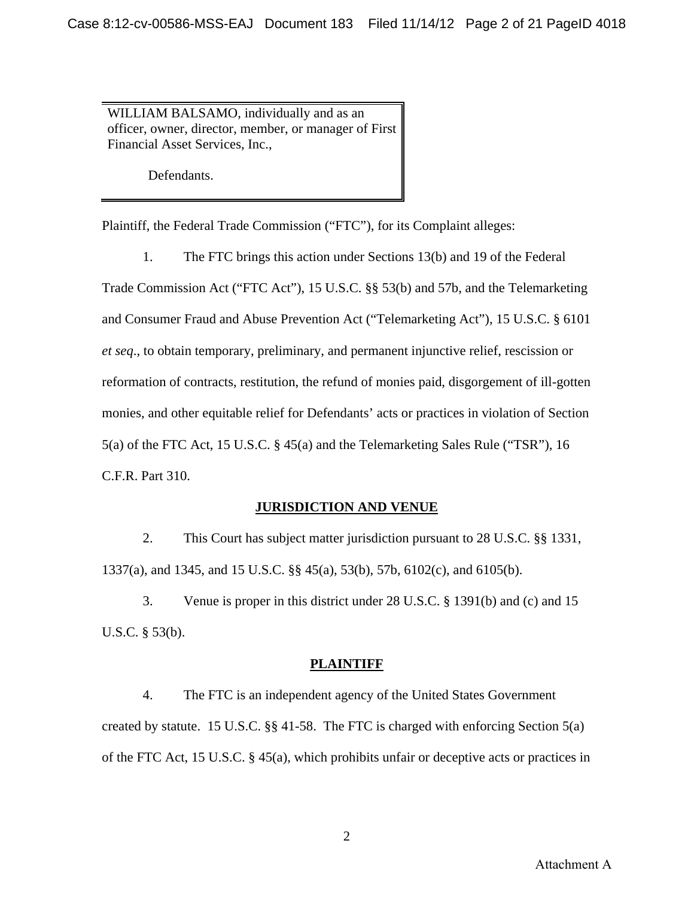WILLIAM BALSAMO, individually and as an officer, owner, director, member, or manager of First Financial Asset Services, Inc.,

Defendants.

Plaintiff, the Federal Trade Commission ("FTC"), for its Complaint alleges:

1. The FTC brings this action under Sections 13(b) and 19 of the Federal Trade Commission Act ("FTC Act"), 15 U.S.C. §§ 53(b) and 57b, and the Telemarketing and Consumer Fraud and Abuse Prevention Act ("Telemarketing Act"), 15 U.S.C. § 6101 *et seq*., to obtain temporary, preliminary, and permanent injunctive relief, rescission or reformation of contracts, restitution, the refund of monies paid, disgorgement of ill-gotten monies, and other equitable relief for Defendants' acts or practices in violation of Section 5(a) of the FTC Act, 15 U.S.C. § 45(a) and the Telemarketing Sales Rule ("TSR"), 16 C.F.R. Part 310.

## JURISDICTION AND VENUE

2. This Court has subject matter jurisdiction pursuant to 28 U.S.C. §§ 1331, 1337(a), and 1345, and 15 U.S.C. §§ 45(a), 53(b), 57b, 6102(c), and 6105(b).

3. Venue is proper in this district under 28 U.S.C. § 1391(b) and (c) and 15 U.S.C. § 53(b).

## PLAINTIFF

4. The FTC is an independent agency of the United States Government created by statute. 15 U.S.C. §§ 41-58. The FTC is charged with enforcing Section 5(a) of the FTC Act, 15 U.S.C. § 45(a), which prohibits unfair or deceptive acts or practices in

Attachment A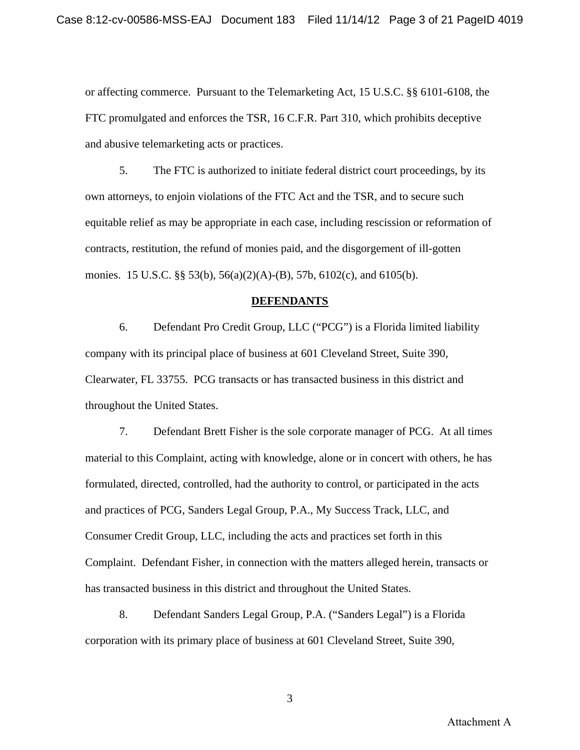or affecting commerce. Pursuant to the Telemarketing Act, 15 U.S.C. §§ 6101-6108, the FTC promulgated and enforces the TSR, 16 C.F.R. Part 310, which prohibits deceptive and abusive telemarketing acts or practices.

5. The FTC is authorized to initiate federal district court proceedings, by its own attorneys, to enjoin violations of the FTC Act and the TSR, and to secure such equitable relief as may be appropriate in each case, including rescission or reformation of contracts, restitution, the refund of monies paid, and the disgorgement of ill-gotten monies. 15 U.S.C. §§ 53(b), 56(a)(2)(A)-(B), 57b, 6102(c), and 6105(b).

## DEFENDANTS

6. Defendant Pro Credit Group, LLC ("PCG") is a Florida limited liability company with its principal place of business at 601 Cleveland Street, Suite 390, Clearwater, FL 33755. PCG transacts or has transacted business in this district and throughout the United States.

7. Defendant Brett Fisher is the sole corporate manager of PCG. At all times material to this Complaint, acting with knowledge, alone or in concert with others, he has formulated, directed, controlled, had the authority to control, or participated in the acts and practices of PCG, Sanders Legal Group, P.A., My Success Track, LLC, and Consumer Credit Group, LLC, including the acts and practices set forth in this Complaint. Defendant Fisher, in connection with the matters alleged herein, transacts or has transacted business in this district and throughout the United States.

8. Defendant Sanders Legal Group, P.A. ("Sanders Legal") is a Florida corporation with its primary place of business at 601 Cleveland Street, Suite 390,

Attachment A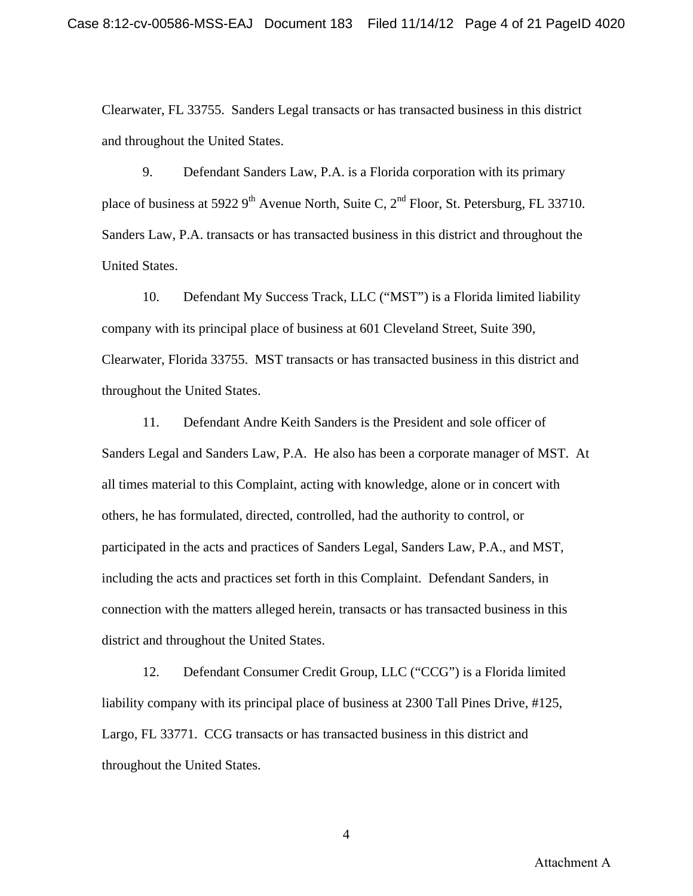Clearwater, FL 33755. Sanders Legal transacts or has transacted business in this district and throughout the United States.

9. Defendant Sanders Law, P.A. is a Florida corporation with its primary place of business at 5922 9th Avenue North, Suite C, 2nd Floor, St. Petersburg, FL 33710. Sanders Law, P.A. transacts or has transacted business in this district and throughout the United States.

10. Defendant My Success Track, LLC ("MST") is a Florida limited liability company with its principal place of business at 601 Cleveland Street, Suite 390, Clearwater, Florida 33755. MST transacts or has transacted business in this district and throughout the United States.

11. Defendant Andre Keith Sanders is the President and sole officer of Sanders Legal and Sanders Law, P.A. He also has been a corporate manager of MST. At all times material to this Complaint, acting with knowledge, alone or in concert with others, he has formulated, directed, controlled, had the authority to control, or participated in the acts and practices of Sanders Legal, Sanders Law, P.A., and MST, including the acts and practices set forth in this Complaint. Defendant Sanders, in connection with the matters alleged herein, transacts or has transacted business in this district and throughout the United States.

12. Defendant Consumer Credit Group, LLC ("CCG") is a Florida limited liability company with its principal place of business at 2300 Tall Pines Drive, #125, Largo, FL 33771. CCG transacts or has transacted business in this district and throughout the United States.

Attachment A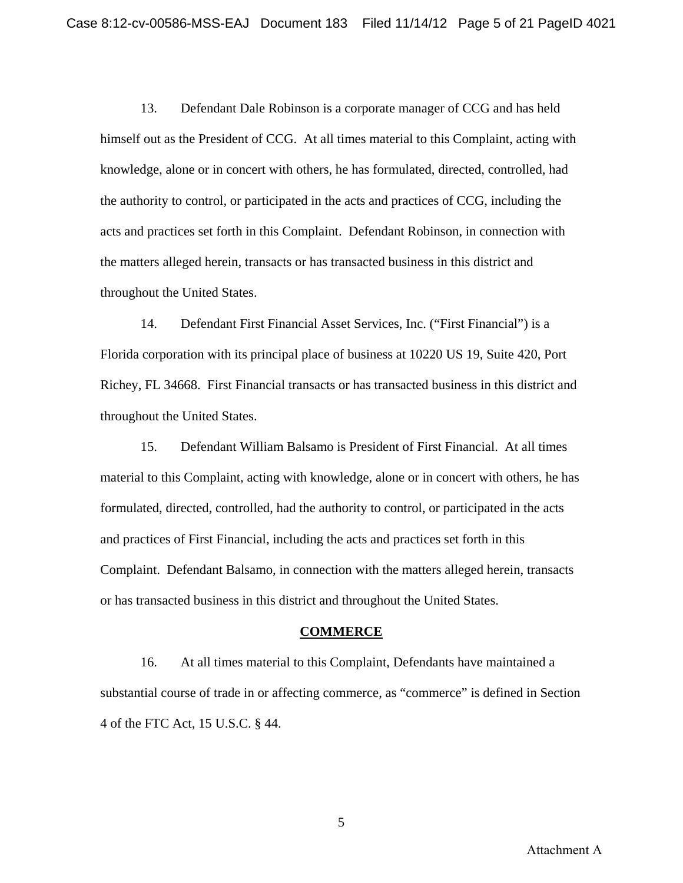13. Defendant Dale Robinson is a corporate manager of CCG and has held himself out as the President of CCG. At all times material to this Complaint, acting with knowledge, alone or in concert with others, he has formulated, directed, controlled, had the authority to control, or participated in the acts and practices of CCG, including the acts and practices set forth in this Complaint. Defendant Robinson, in connection with the matters alleged herein, transacts or has transacted business in this district and throughout the United States.

14. Defendant First Financial Asset Services, Inc. ("First Financial") is a Florida corporation with its principal place of business at 10220 US 19, Suite 420, Port Richey, FL 34668. First Financial transacts or has transacted business in this district and throughout the United States.

15. Defendant William Balsamo is President of First Financial. At all times material to this Complaint, acting with knowledge, alone or in concert with others, he has formulated, directed, controlled, had the authority to control, or participated in the acts and practices of First Financial, including the acts and practices set forth in this Complaint. Defendant Balsamo, in connection with the matters alleged herein, transacts or has transacted business in this district and throughout the United States.

## COMMERCE

16. At all times material to this Complaint, Defendants have maintained a substantial course of trade in or affecting commerce, as "commerce" is defined in Section 4 of the FTC Act, 15 U.S.C. § 44.

Attachment A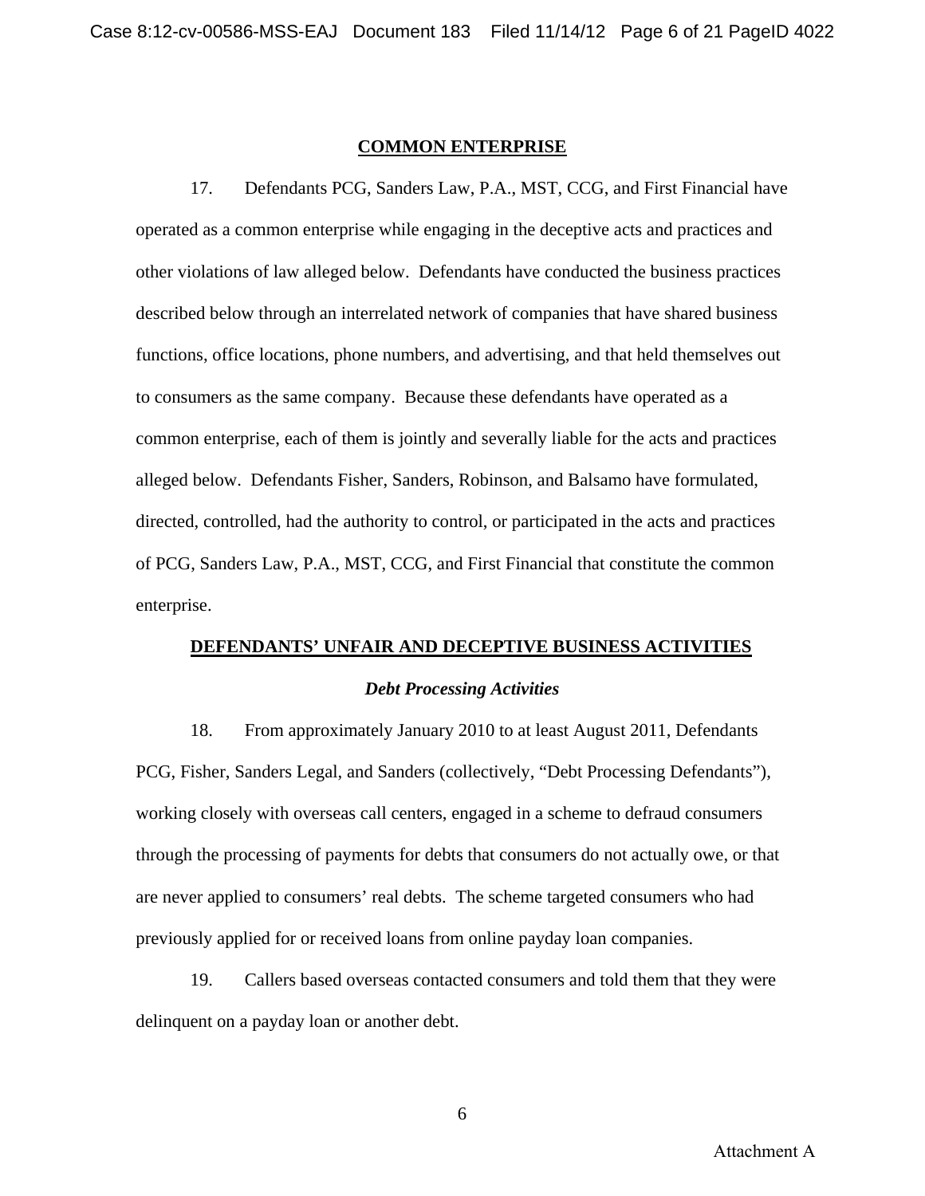## COMMON ENTERPRISE

17. Defendants PCG, Sanders Law, P.A., MST, CCG, and First Financial have operated as a common enterprise while engaging in the deceptive acts and practices and other violations of law alleged below. Defendants have conducted the business practices described below through an interrelated network of companies that have shared business functions, office locations, phone numbers, and advertising, and that held themselves out to consumers as the same company. Because these defendants have operated as a common enterprise, each of them is jointly and severally liable for the acts and practices alleged below. Defendants Fisher, Sanders, Robinson, and Balsamo have formulated, directed, controlled, had the authority to control, or participated in the acts and practices of PCG, Sanders Law, P.A., MST, CCG, and First Financial that constitute the common enterprise.

## DEFENDANTS' UNFAIR AND DECEPTIVE BUSINESS ACTIVITIES

### *Debt Processing Activities*

18. From approximately January 2010 to at least August 2011, Defendants PCG, Fisher, Sanders Legal, and Sanders (collectively, "Debt Processing Defendants"), working closely with overseas call centers, engaged in a scheme to defraud consumers through the processing of payments for debts that consumers do not actually owe, or that are never applied to consumers' real debts. The scheme targeted consumers who had previously applied for or received loans from online payday loan companies.

19. Callers based overseas contacted consumers and told them that they were delinquent on a payday loan or another debt.

Attachment A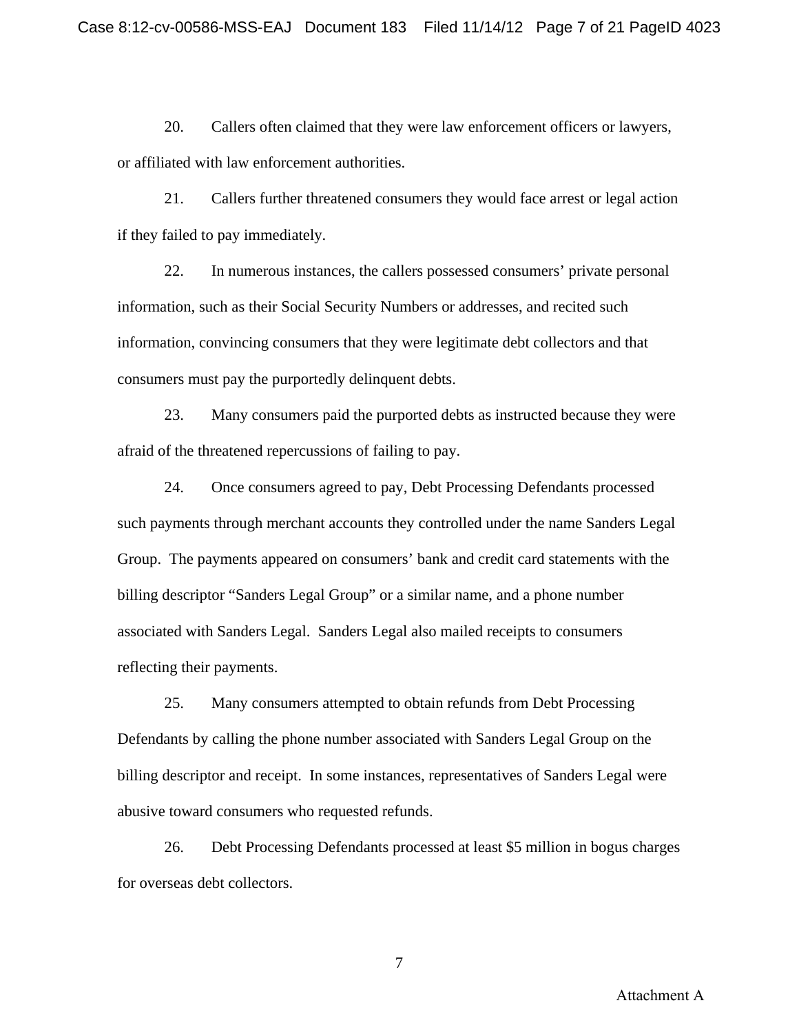20. Callers often claimed that they were law enforcement officers or lawyers, or affiliated with law enforcement authorities.

21. Callers further threatened consumers they would face arrest or legal action if they failed to pay immediately.

22. In numerous instances, the callers possessed consumers' private personal information, such as their Social Security Numbers or addresses, and recited such information, convincing consumers that they were legitimate debt collectors and that consumers must pay the purportedly delinquent debts.

23. Many consumers paid the purported debts as instructed because they were afraid of the threatened repercussions of failing to pay.

24. Once consumers agreed to pay, Debt Processing Defendants processed such payments through merchant accounts they controlled under the name Sanders Legal Group. The payments appeared on consumers' bank and credit card statements with the billing descriptor "Sanders Legal Group" or a similar name, and a phone number associated with Sanders Legal. Sanders Legal also mailed receipts to consumers reflecting their payments.

25. Many consumers attempted to obtain refunds from Debt Processing Defendants by calling the phone number associated with Sanders Legal Group on the billing descriptor and receipt. In some instances, representatives of Sanders Legal were abusive toward consumers who requested refunds.

26. Debt Processing Defendants processed at least $5 million in bogus charges for overseas debt collectors.

Attachment A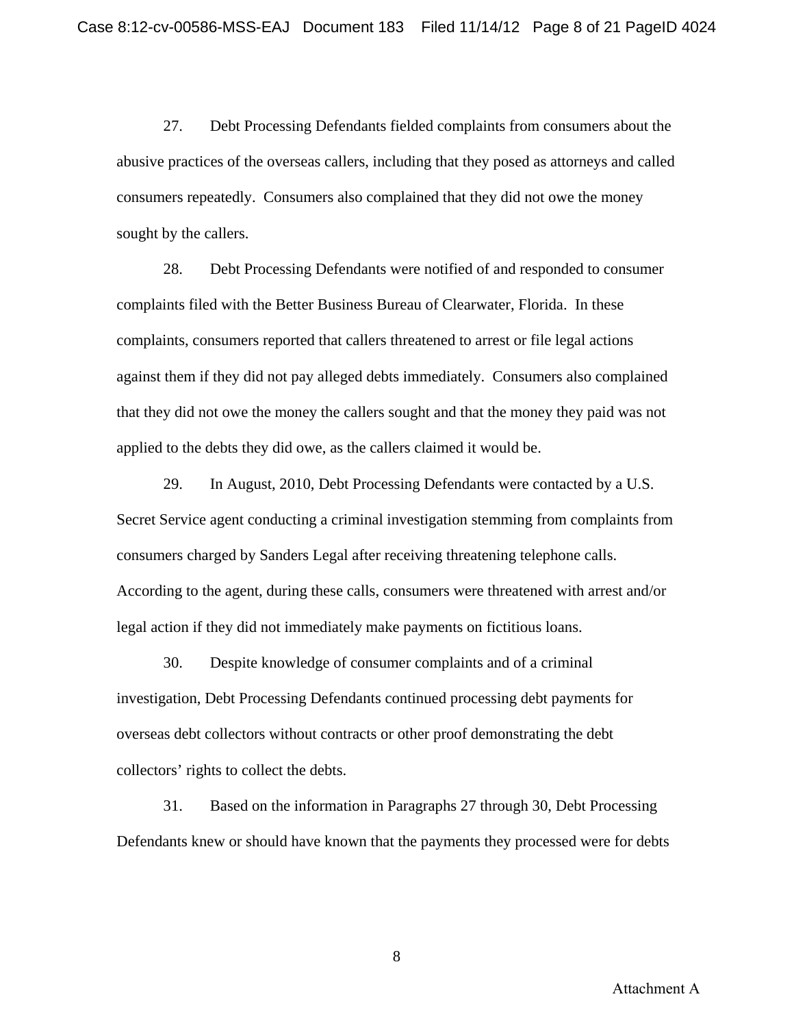27. Debt Processing Defendants fielded complaints from consumers about the abusive practices of the overseas callers, including that they posed as attorneys and called consumers repeatedly. Consumers also complained that they did not owe the money sought by the callers.

28. Debt Processing Defendants were notified of and responded to consumer complaints filed with the Better Business Bureau of Clearwater, Florida. In these complaints, consumers reported that callers threatened to arrest or file legal actions against them if they did not pay alleged debts immediately. Consumers also complained that they did not owe the money the callers sought and that the money they paid was not applied to the debts they did owe, as the callers claimed it would be.

29. In August, 2010, Debt Processing Defendants were contacted by a U.S. Secret Service agent conducting a criminal investigation stemming from complaints from consumers charged by Sanders Legal after receiving threatening telephone calls. According to the agent, during these calls, consumers were threatened with arrest and/or legal action if they did not immediately make payments on fictitious loans.

30. Despite knowledge of consumer complaints and of a criminal investigation, Debt Processing Defendants continued processing debt payments for overseas debt collectors without contracts or other proof demonstrating the debt collectors' rights to collect the debts.

31. Based on the information in Paragraphs 27 through 30, Debt Processing Defendants knew or should have known that the payments they processed were for debts

Attachment A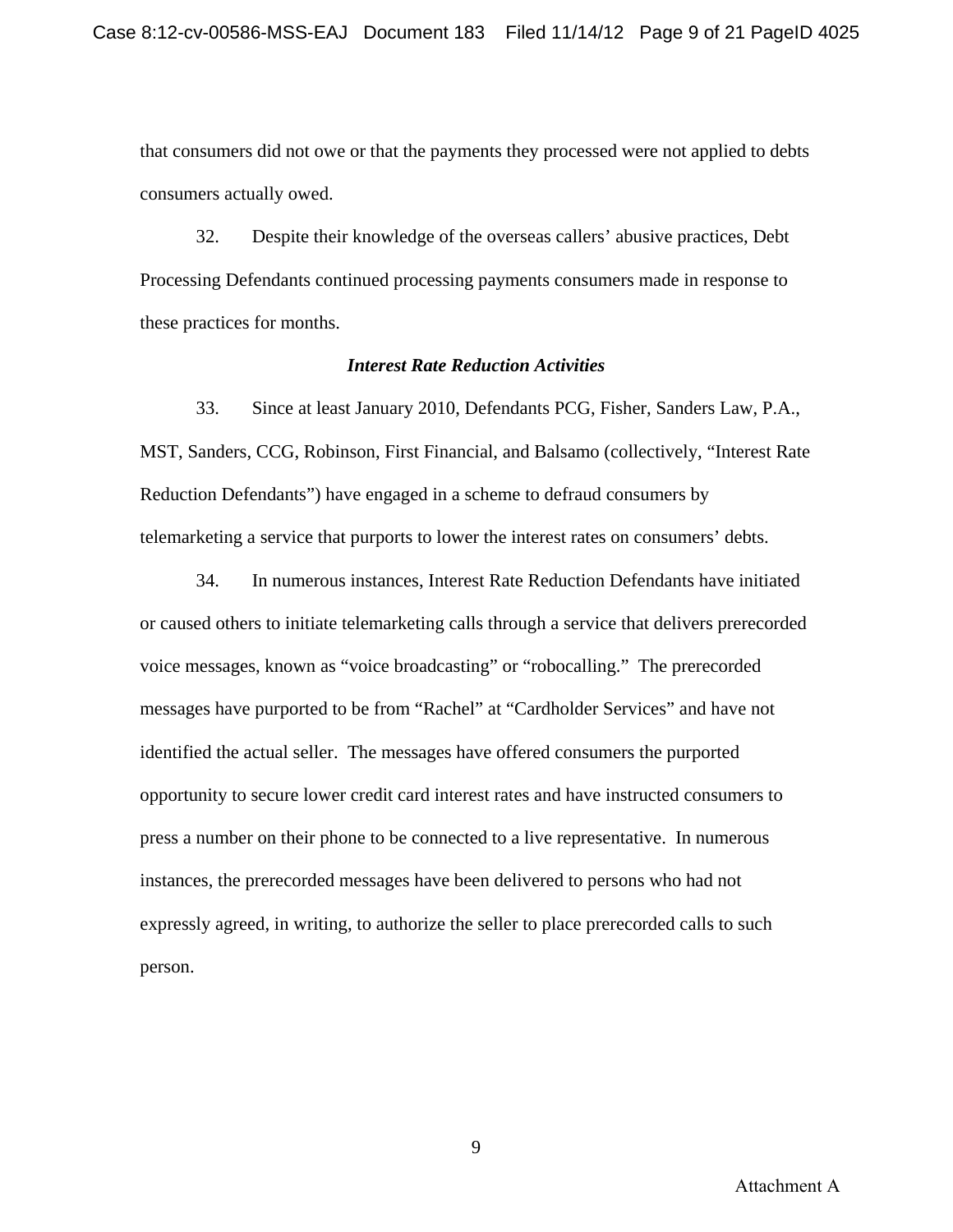that consumers did not owe or that the payments they processed were not applied to debts consumers actually owed.

32. Despite their knowledge of the overseas callers' abusive practices, Debt Processing Defendants continued processing payments consumers made in response to these practices for months.

### *Interest Rate Reduction Activities*

33. Since at least January 2010, Defendants PCG, Fisher, Sanders Law, P.A., MST, Sanders, CCG, Robinson, First Financial, and Balsamo (collectively, "Interest Rate Reduction Defendants") have engaged in a scheme to defraud consumers by telemarketing a service that purports to lower the interest rates on consumers' debts.

34. In numerous instances, Interest Rate Reduction Defendants have initiated or caused others to initiate telemarketing calls through a service that delivers prerecorded voice messages, known as "voice broadcasting" or "robocalling." The prerecorded messages have purported to be from "Rachel" at "Cardholder Services" and have not identified the actual seller. The messages have offered consumers the purported opportunity to secure lower credit card interest rates and have instructed consumers to press a number on their phone to be connected to a live representative. In numerous instances, the prerecorded messages have been delivered to persons who had not expressly agreed, in writing, to authorize the seller to place prerecorded calls to such person.

Attachment A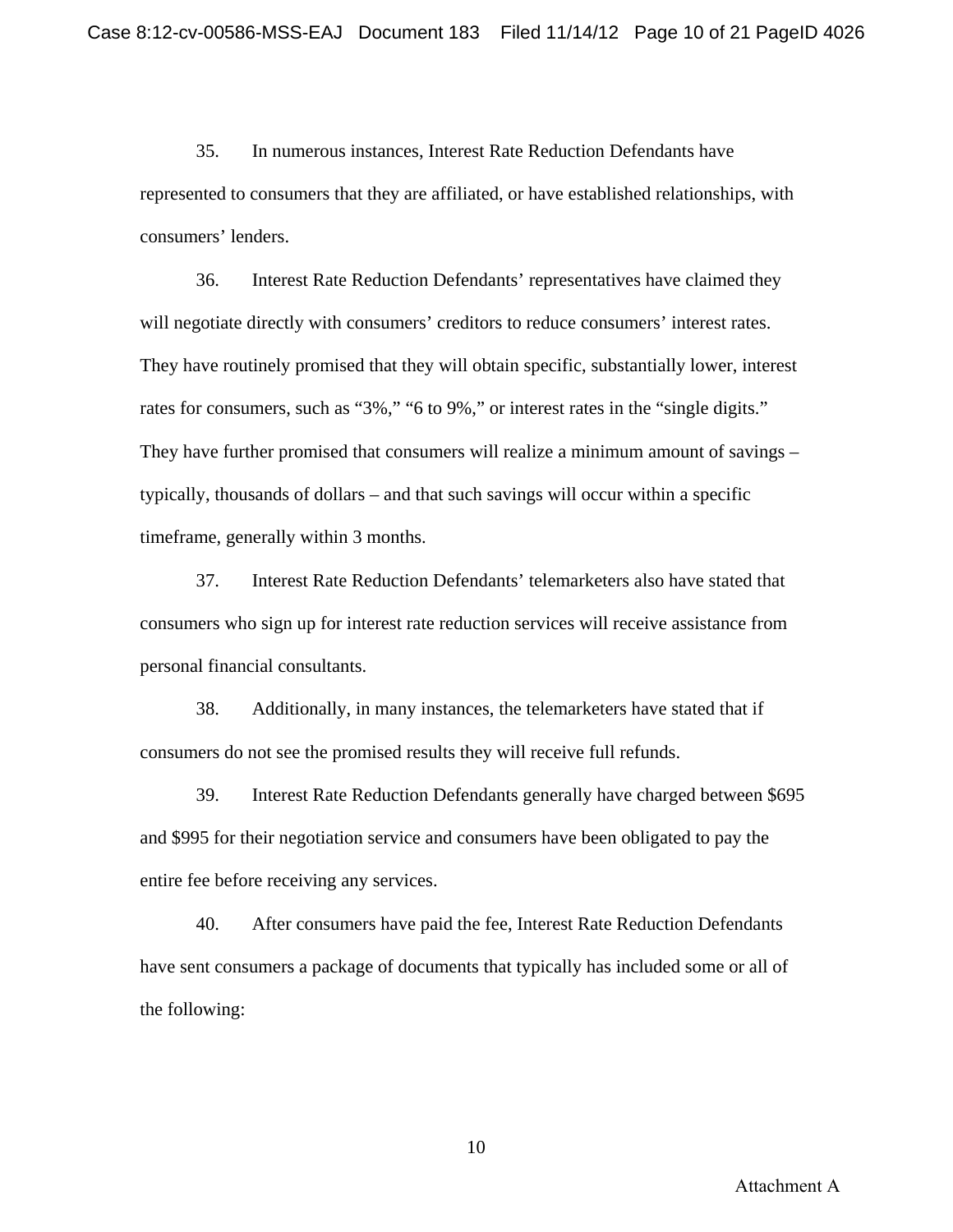35. In numerous instances, Interest Rate Reduction Defendants have represented to consumers that they are affiliated, or have established relationships, with consumers' lenders.

36. Interest Rate Reduction Defendants' representatives have claimed they will negotiate directly with consumers' creditors to reduce consumers' interest rates. They have routinely promised that they will obtain specific, substantially lower, interest rates for consumers, such as "3%," "6 to 9%," or interest rates in the "single digits." They have further promised that consumers will realize a minimum amount of savings – typically, thousands of dollars – and that such savings will occur within a specific timeframe, generally within 3 months.

37. Interest Rate Reduction Defendants' telemarketers also have stated that consumers who sign up for interest rate reduction services will receive assistance from personal financial consultants.

38. Additionally, in many instances, the telemarketers have stated that if consumers do not see the promised results they will receive full refunds.

39. Interest Rate Reduction Defendants generally have charged between $695 and $995 for their negotiation service and consumers have been obligated to pay the entire fee before receiving any services.

40. After consumers have paid the fee, Interest Rate Reduction Defendants have sent consumers a package of documents that typically has included some or all of the following:

Attachment A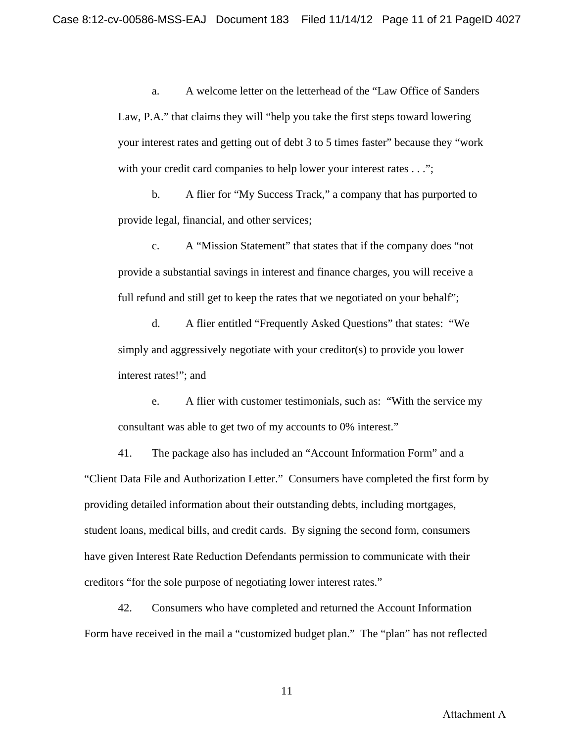a. A welcome letter on the letterhead of the "Law Office of Sanders Law, P.A." that claims they will "help you take the first steps toward lowering your interest rates and getting out of debt 3 to 5 times faster" because they "work with your credit card companies to help lower your interest rates . . .";

b. A flier for "My Success Track," a company that has purported to provide legal, financial, and other services;

c. A "Mission Statement" that states that if the company does "not provide a substantial savings in interest and finance charges, you will receive a full refund and still get to keep the rates that we negotiated on your behalf";

d. A flier entitled "Frequently Asked Questions" that states: "We simply and aggressively negotiate with your creditor(s) to provide you lower interest rates!"; and

e. A flier with customer testimonials, such as: "With the service my consultant was able to get two of my accounts to 0% interest."

41. The package also has included an "Account Information Form" and a "Client Data File and Authorization Letter." Consumers have completed the first form by providing detailed information about their outstanding debts, including mortgages, student loans, medical bills, and credit cards. By signing the second form, consumers have given Interest Rate Reduction Defendants permission to communicate with their creditors "for the sole purpose of negotiating lower interest rates."

42. Consumers who have completed and returned the Account Information Form have received in the mail a "customized budget plan." The "plan" has not reflected

Attachment A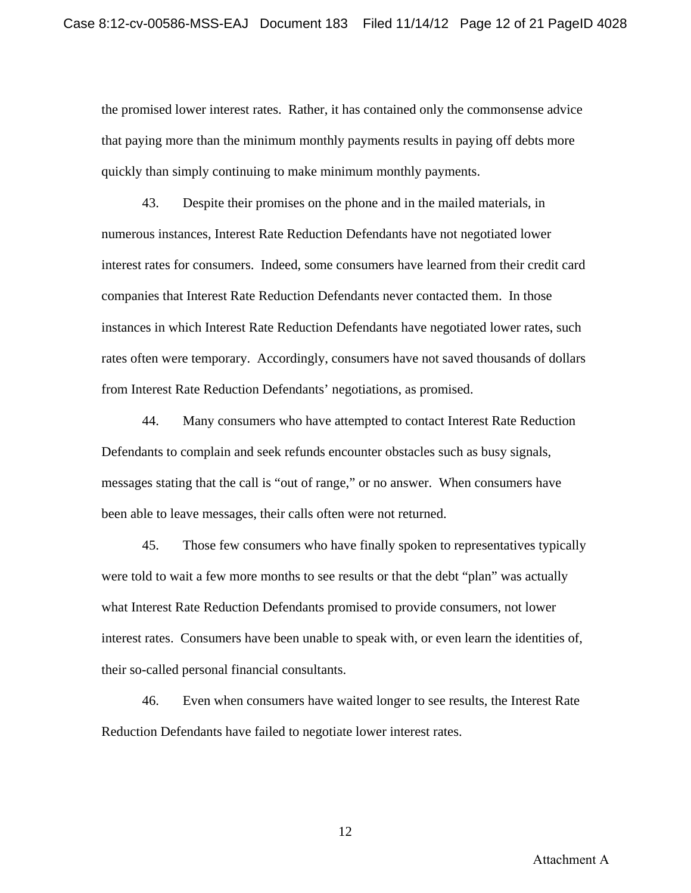the promised lower interest rates. Rather, it has contained only the commonsense advice that paying more than the minimum monthly payments results in paying off debts more quickly than simply continuing to make minimum monthly payments.

43. Despite their promises on the phone and in the mailed materials, in numerous instances, Interest Rate Reduction Defendants have not negotiated lower interest rates for consumers. Indeed, some consumers have learned from their credit card companies that Interest Rate Reduction Defendants never contacted them. In those instances in which Interest Rate Reduction Defendants have negotiated lower rates, such rates often were temporary. Accordingly, consumers have not saved thousands of dollars from Interest Rate Reduction Defendants' negotiations, as promised.

44. Many consumers who have attempted to contact Interest Rate Reduction Defendants to complain and seek refunds encounter obstacles such as busy signals, messages stating that the call is "out of range," or no answer. When consumers have been able to leave messages, their calls often were not returned.

45. Those few consumers who have finally spoken to representatives typically were told to wait a few more months to see results or that the debt "plan" was actually what Interest Rate Reduction Defendants promised to provide consumers, not lower interest rates. Consumers have been unable to speak with, or even learn the identities of, their so-called personal financial consultants.

46. Even when consumers have waited longer to see results, the Interest Rate Reduction Defendants have failed to negotiate lower interest rates.

Attachment A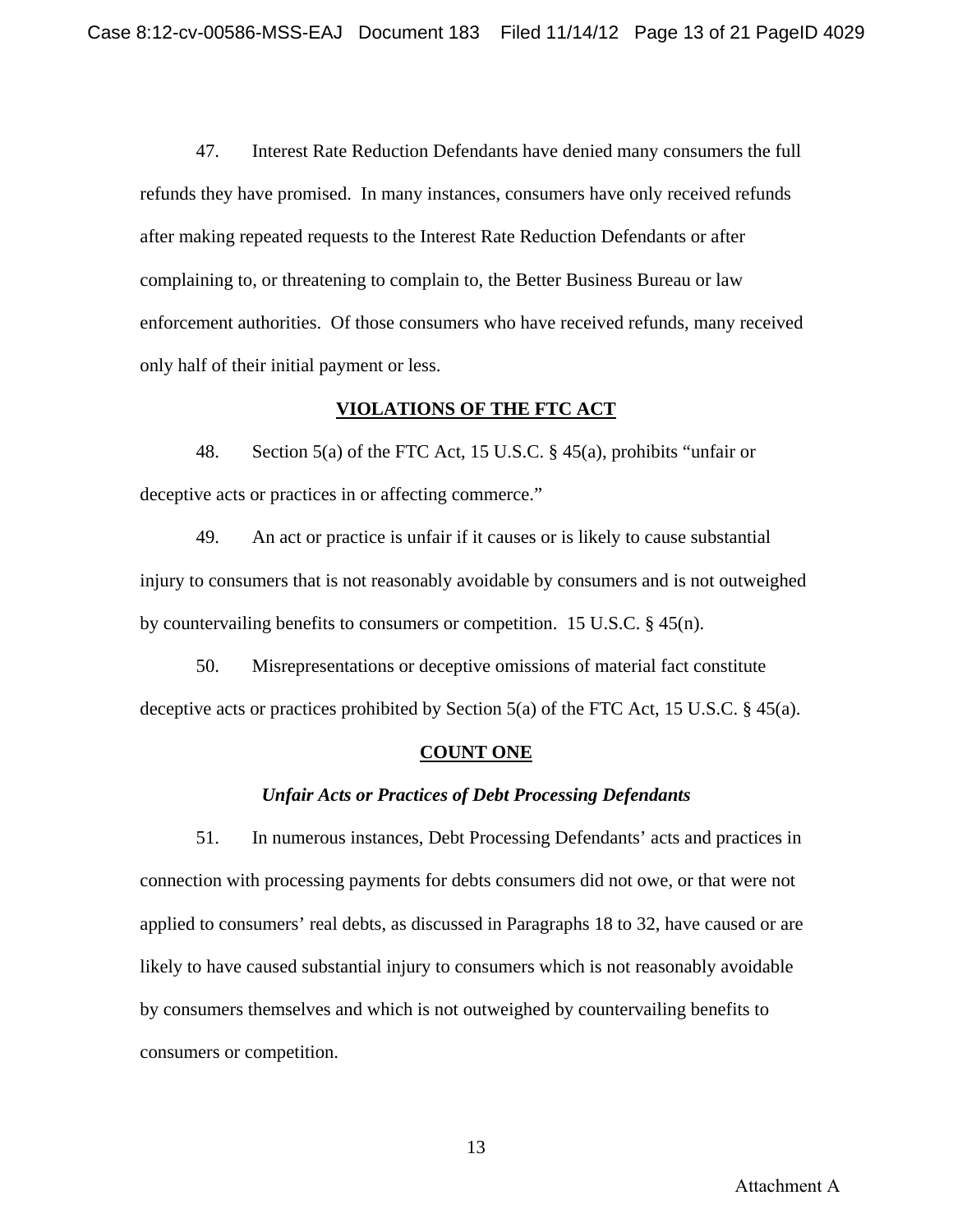47. Interest Rate Reduction Defendants have denied many consumers the full refunds they have promised. In many instances, consumers have only received refunds after making repeated requests to the Interest Rate Reduction Defendants or after complaining to, or threatening to complain to, the Better Business Bureau or law enforcement authorities. Of those consumers who have received refunds, many received only half of their initial payment or less.

## VIOLATIONS OF THE FTC ACT

48. Section 5(a) of the FTC Act, 15 U.S.C. § 45(a), prohibits "unfair or deceptive acts or practices in or affecting commerce."

49. An act or practice is unfair if it causes or is likely to cause substantial injury to consumers that is not reasonably avoidable by consumers and is not outweighed by countervailing benefits to consumers or competition. 15 U.S.C. § 45(n).

50. Misrepresentations or deceptive omissions of material fact constitute deceptive acts or practices prohibited by Section 5(a) of the FTC Act, 15 U.S.C. § 45(a).

## COUNT ONE

### *Unfair Acts or Practices of Debt Processing Defendants*

51. In numerous instances, Debt Processing Defendants' acts and practices in connection with processing payments for debts consumers did not owe, or that were not applied to consumers' real debts, as discussed in Paragraphs 18 to 32, have caused or are likely to have caused substantial injury to consumers which is not reasonably avoidable by consumers themselves and which is not outweighed by countervailing benefits to consumers or competition.

Attachment A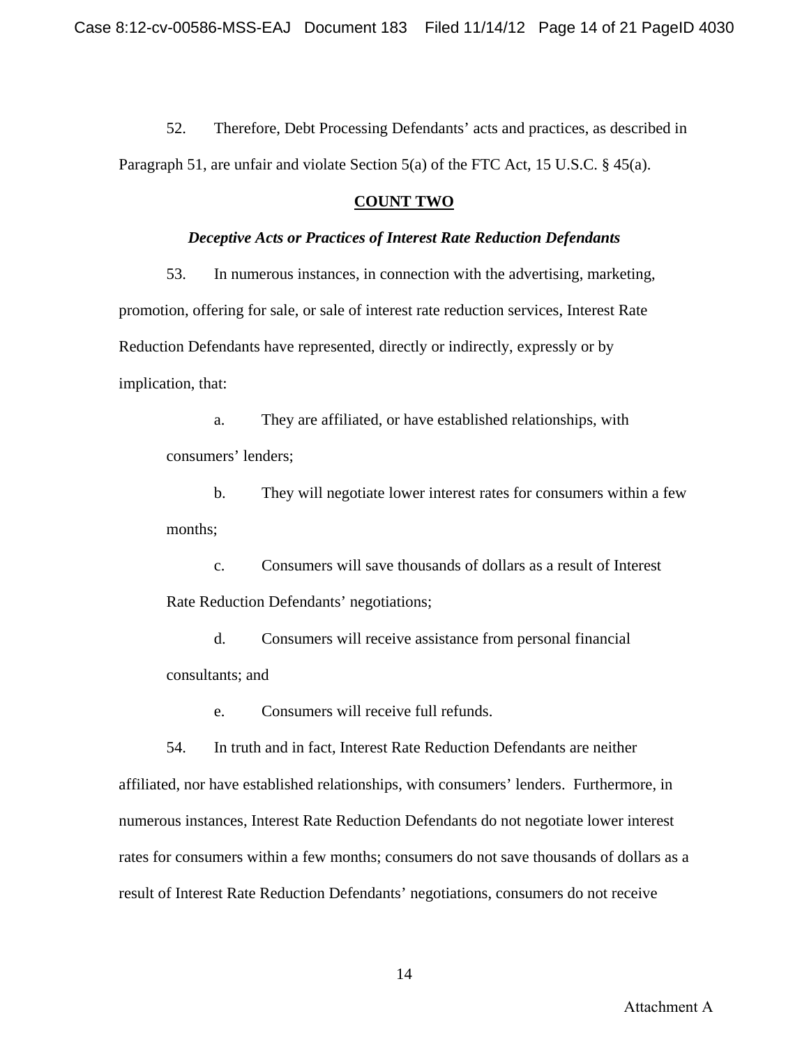52. Therefore, Debt Processing Defendants' acts and practices, as described in Paragraph 51, are unfair and violate Section 5(a) of the FTC Act, 15 U.S.C. § 45(a).

**COUNT TWO**

***Deceptive Acts or Practices of Interest Rate Reduction Defendants***

53. In numerous instances, in connection with the advertising, marketing, promotion, offering for sale, or sale of interest rate reduction services, Interest Rate Reduction Defendants have represented, directly or indirectly, expressly or by implication, that:

a. They are affiliated, or have established relationships, with consumers' lenders;

b. They will negotiate lower interest rates for consumers within a few months;

c. Consumers will save thousands of dollars as a result of Interest Rate Reduction Defendants' negotiations;

d. Consumers will receive assistance from personal financial consultants; and

e. Consumers will receive full refunds.

54. In truth and in fact, Interest Rate Reduction Defendants are neither affiliated, nor have established relationships, with consumers' lenders. Furthermore, in numerous instances, Interest Rate Reduction Defendants do not negotiate lower interest rates for consumers within a few months; consumers do not save thousands of dollars as a result of Interest Rate Reduction Defendants' negotiations, consumers do not receive

Attachment A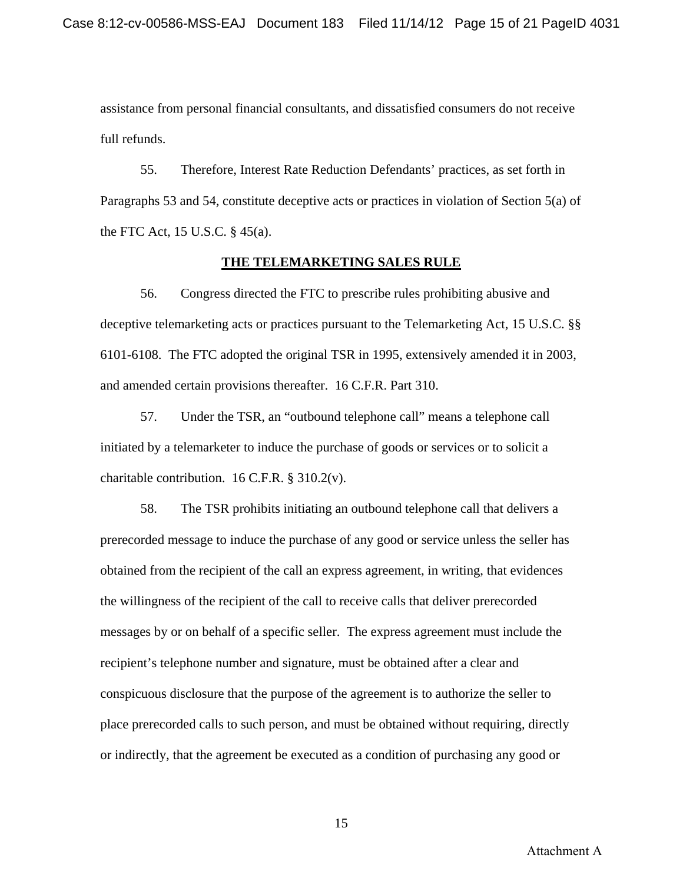assistance from personal financial consultants, and dissatisfied consumers do not receive full refunds.

55. Therefore, Interest Rate Reduction Defendants' practices, as set forth in Paragraphs 53 and 54, constitute deceptive acts or practices in violation of Section 5(a) of the FTC Act, 15 U.S.C. § 45(a).

## THE TELEMARKETING SALES RULE

56. Congress directed the FTC to prescribe rules prohibiting abusive and deceptive telemarketing acts or practices pursuant to the Telemarketing Act, 15 U.S.C. §§ 6101-6108. The FTC adopted the original TSR in 1995, extensively amended it in 2003, and amended certain provisions thereafter. 16 C.F.R. Part 310.

57. Under the TSR, an "outbound telephone call" means a telephone call initiated by a telemarketer to induce the purchase of goods or services or to solicit a charitable contribution. 16 C.F.R. § 310.2(v).

58. The TSR prohibits initiating an outbound telephone call that delivers a prerecorded message to induce the purchase of any good or service unless the seller has obtained from the recipient of the call an express agreement, in writing, that evidences the willingness of the recipient of the call to receive calls that deliver prerecorded messages by or on behalf of a specific seller. The express agreement must include the recipient's telephone number and signature, must be obtained after a clear and conspicuous disclosure that the purpose of the agreement is to authorize the seller to place prerecorded calls to such person, and must be obtained without requiring, directly or indirectly, that the agreement be executed as a condition of purchasing any good or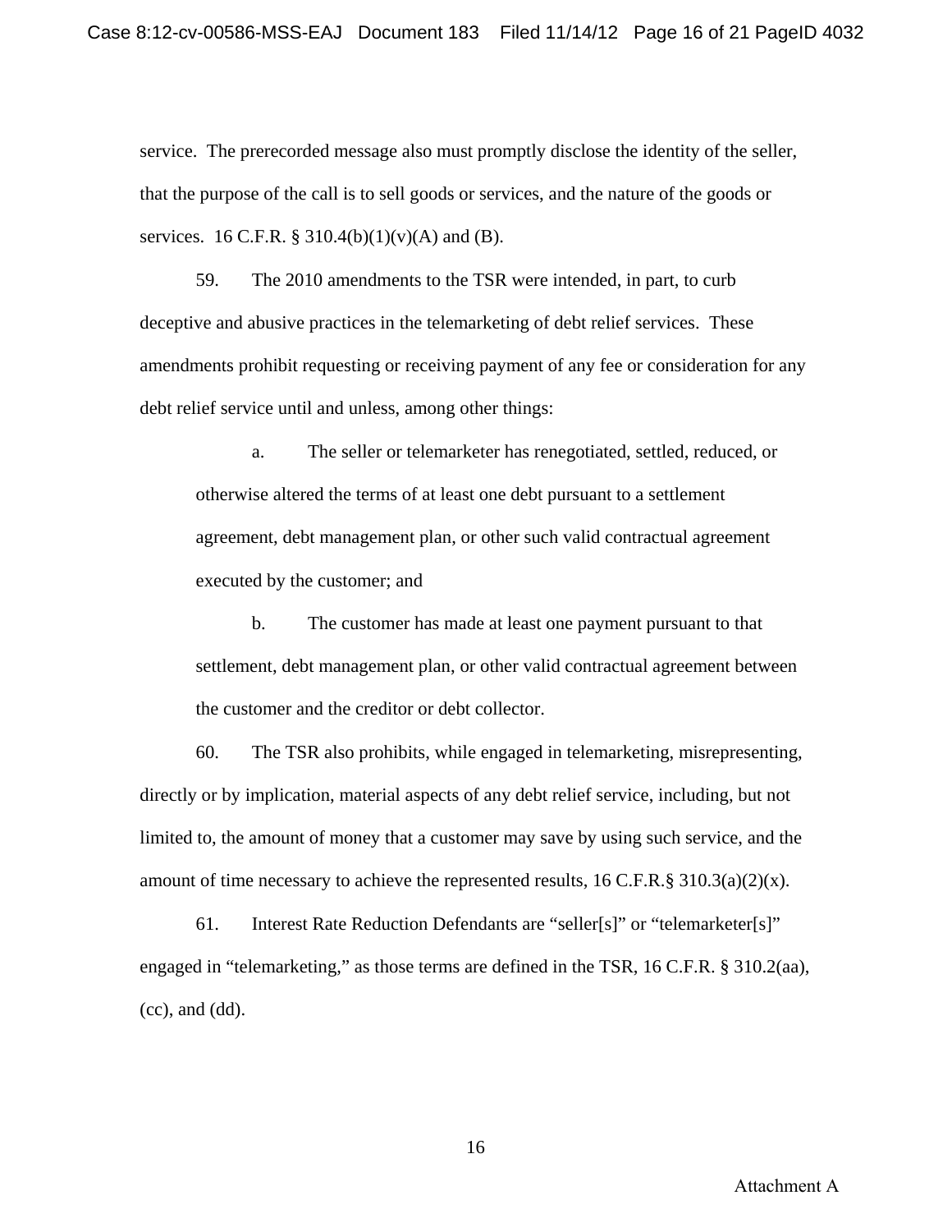service. The prerecorded message also must promptly disclose the identity of the seller, that the purpose of the call is to sell goods or services, and the nature of the goods or services. 16 C.F.R. § 310.4(b)(1)(v)(A) and (B).

59. The 2010 amendments to the TSR were intended, in part, to curb deceptive and abusive practices in the telemarketing of debt relief services. These amendments prohibit requesting or receiving payment of any fee or consideration for any debt relief service until and unless, among other things:

> a. The seller or telemarketer has renegotiated, settled, reduced, or otherwise altered the terms of at least one debt pursuant to a settlement agreement, debt management plan, or other such valid contractual agreement executed by the customer; and
>
> b. The customer has made at least one payment pursuant to that settlement, debt management plan, or other valid contractual agreement between the customer and the creditor or debt collector.

60. The TSR also prohibits, while engaged in telemarketing, misrepresenting, directly or by implication, material aspects of any debt relief service, including, but not limited to, the amount of money that a customer may save by using such service, and the amount of time necessary to achieve the represented results, 16 C.F.R.§ 310.3(a)(2)(x).

61. Interest Rate Reduction Defendants are "seller[s]" or "telemarketer[s]" engaged in "telemarketing," as those terms are defined in the TSR, 16 C.F.R. § 310.2(aa), (cc), and (dd).

Attachment A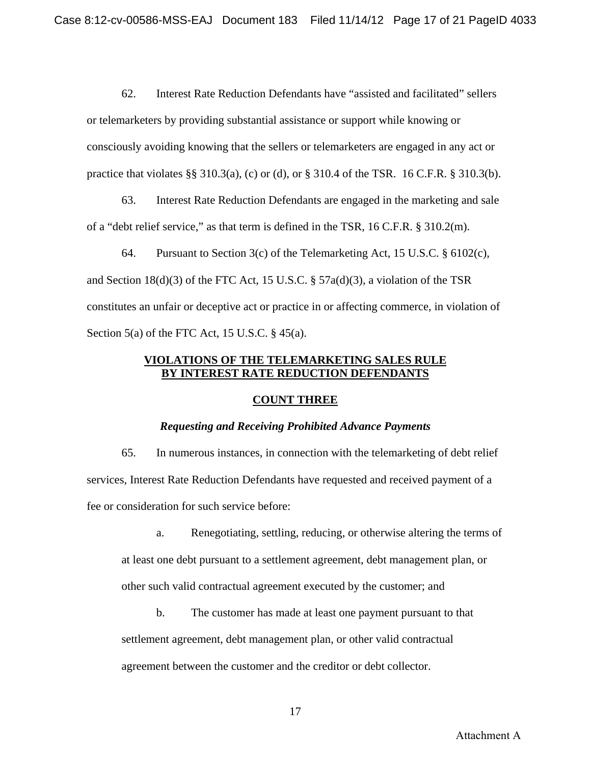62. Interest Rate Reduction Defendants have "assisted and facilitated" sellers or telemarketers by providing substantial assistance or support while knowing or consciously avoiding knowing that the sellers or telemarketers are engaged in any act or practice that violates §§ 310.3(a), (c) or (d), or § 310.4 of the TSR. 16 C.F.R. § 310.3(b).

63. Interest Rate Reduction Defendants are engaged in the marketing and sale of a "debt relief service," as that term is defined in the TSR, 16 C.F.R. § 310.2(m).

64. Pursuant to Section 3(c) of the Telemarketing Act, 15 U.S.C. § 6102(c), and Section 18(d)(3) of the FTC Act, 15 U.S.C. § 57a(d)(3), a violation of the TSR constitutes an unfair or deceptive act or practice in or affecting commerce, in violation of Section 5(a) of the FTC Act, 15 U.S.C. § 45(a).

**VIOLATIONS OF THE TELEMARKETING SALES RULE BY INTEREST RATE REDUCTION DEFENDANTS**

**COUNT THREE**

***Requesting and Receiving Prohibited Advance Payments***

65. In numerous instances, in connection with the telemarketing of debt relief services, Interest Rate Reduction Defendants have requested and received payment of a fee or consideration for such service before:

a. Renegotiating, settling, reducing, or otherwise altering the terms of at least one debt pursuant to a settlement agreement, debt management plan, or other such valid contractual agreement executed by the customer; and

b. The customer has made at least one payment pursuant to that settlement agreement, debt management plan, or other valid contractual agreement between the customer and the creditor or debt collector.

Attachment A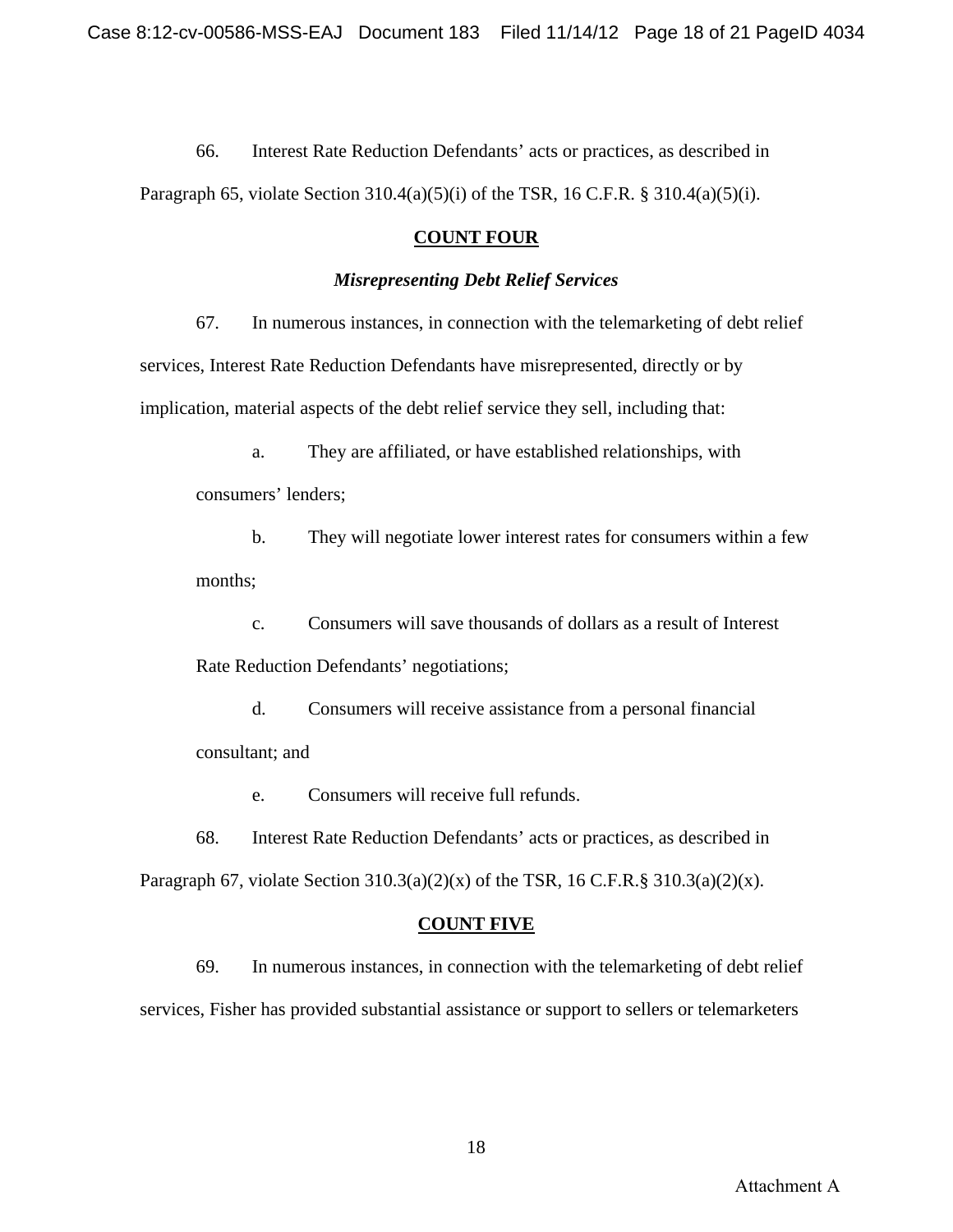66. Interest Rate Reduction Defendants' acts or practices, as described in Paragraph 65, violate Section 310.4(a)(5)(i) of the TSR, 16 C.F.R. § 310.4(a)(5)(i).

**COUNT FOUR**

***Misrepresenting Debt Relief Services***

67. In numerous instances, in connection with the telemarketing of debt relief services, Interest Rate Reduction Defendants have misrepresented, directly or by implication, material aspects of the debt relief service they sell, including that:

a. They are affiliated, or have established relationships, with consumers' lenders;

b. They will negotiate lower interest rates for consumers within a few months;

c. Consumers will save thousands of dollars as a result of Interest Rate Reduction Defendants' negotiations;

d. Consumers will receive assistance from a personal financial consultant; and

e. Consumers will receive full refunds.

68. Interest Rate Reduction Defendants' acts or practices, as described in Paragraph 67, violate Section 310.3(a)(2)(x) of the TSR, 16 C.F.R.§ 310.3(a)(2)(x).

**COUNT FIVE**

69. In numerous instances, in connection with the telemarketing of debt relief services, Fisher has provided substantial assistance or support to sellers or telemarketers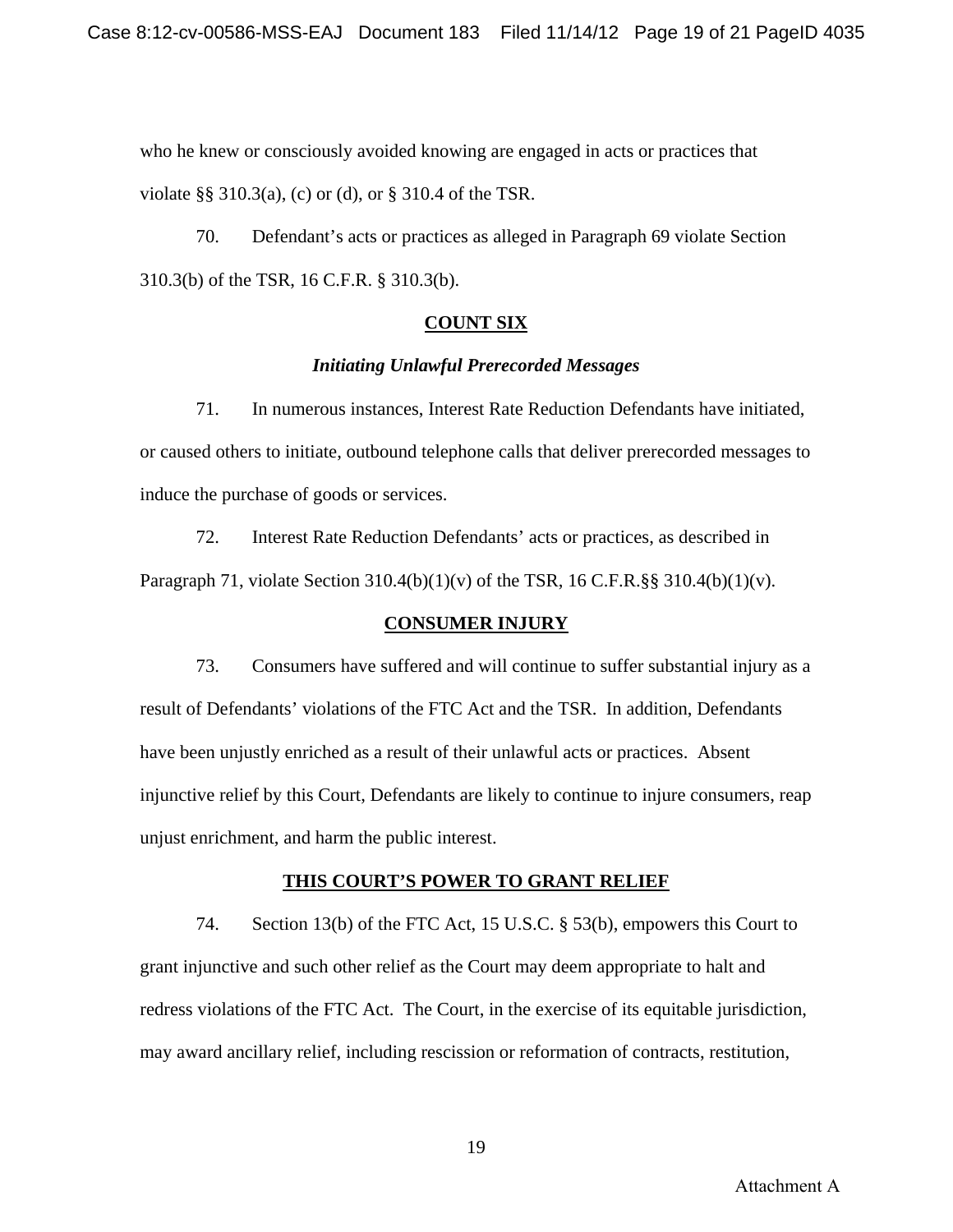who he knew or consciously avoided knowing are engaged in acts or practices that violate §§ 310.3(a), (c) or (d), or § 310.4 of the TSR.

70. Defendant's acts or practices as alleged in Paragraph 69 violate Section 310.3(b) of the TSR, 16 C.F.R. § 310.3(b).

**COUNT SIX**

***Initiating Unlawful Prerecorded Messages***

71. In numerous instances, Interest Rate Reduction Defendants have initiated, or caused others to initiate, outbound telephone calls that deliver prerecorded messages to induce the purchase of goods or services.

72. Interest Rate Reduction Defendants' acts or practices, as described in Paragraph 71, violate Section 310.4(b)(1)(v) of the TSR, 16 C.F.R.§§ 310.4(b)(1)(v).

**CONSUMER INJURY**

73. Consumers have suffered and will continue to suffer substantial injury as a result of Defendants' violations of the FTC Act and the TSR. In addition, Defendants have been unjustly enriched as a result of their unlawful acts or practices. Absent injunctive relief by this Court, Defendants are likely to continue to injure consumers, reap unjust enrichment, and harm the public interest.

**THIS COURT'S POWER TO GRANT RELIEF**

74. Section 13(b) of the FTC Act, 15 U.S.C. § 53(b), empowers this Court to grant injunctive and such other relief as the Court may deem appropriate to halt and redress violations of the FTC Act. The Court, in the exercise of its equitable jurisdiction, may award ancillary relief, including rescission or reformation of contracts, restitution,

Attachment A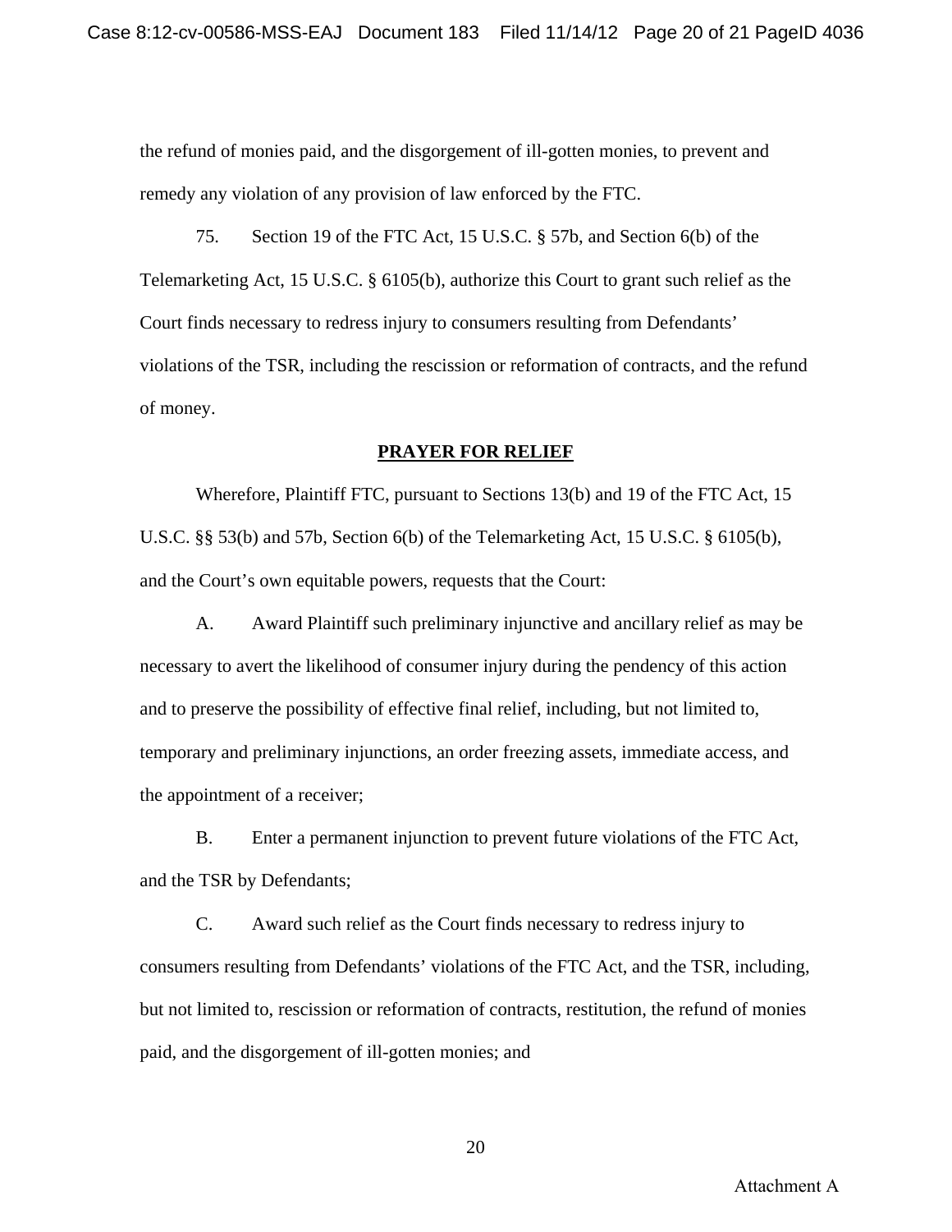the refund of monies paid, and the disgorgement of ill-gotten monies, to prevent and remedy any violation of any provision of law enforced by the FTC.

75. Section 19 of the FTC Act, 15 U.S.C. § 57b, and Section 6(b) of the Telemarketing Act, 15 U.S.C. § 6105(b), authorize this Court to grant such relief as the Court finds necessary to redress injury to consumers resulting from Defendants' violations of the TSR, including the rescission or reformation of contracts, and the refund of money.

## PRAYER FOR RELIEF

Wherefore, Plaintiff FTC, pursuant to Sections 13(b) and 19 of the FTC Act, 15 U.S.C. §§ 53(b) and 57b, Section 6(b) of the Telemarketing Act, 15 U.S.C. § 6105(b), and the Court's own equitable powers, requests that the Court:

A. Award Plaintiff such preliminary injunctive and ancillary relief as may be necessary to avert the likelihood of consumer injury during the pendency of this action and to preserve the possibility of effective final relief, including, but not limited to, temporary and preliminary injunctions, an order freezing assets, immediate access, and the appointment of a receiver;

B. Enter a permanent injunction to prevent future violations of the FTC Act, and the TSR by Defendants;

C. Award such relief as the Court finds necessary to redress injury to consumers resulting from Defendants' violations of the FTC Act, and the TSR, including, but not limited to, rescission or reformation of contracts, restitution, the refund of monies paid, and the disgorgement of ill-gotten monies; and

Attachment A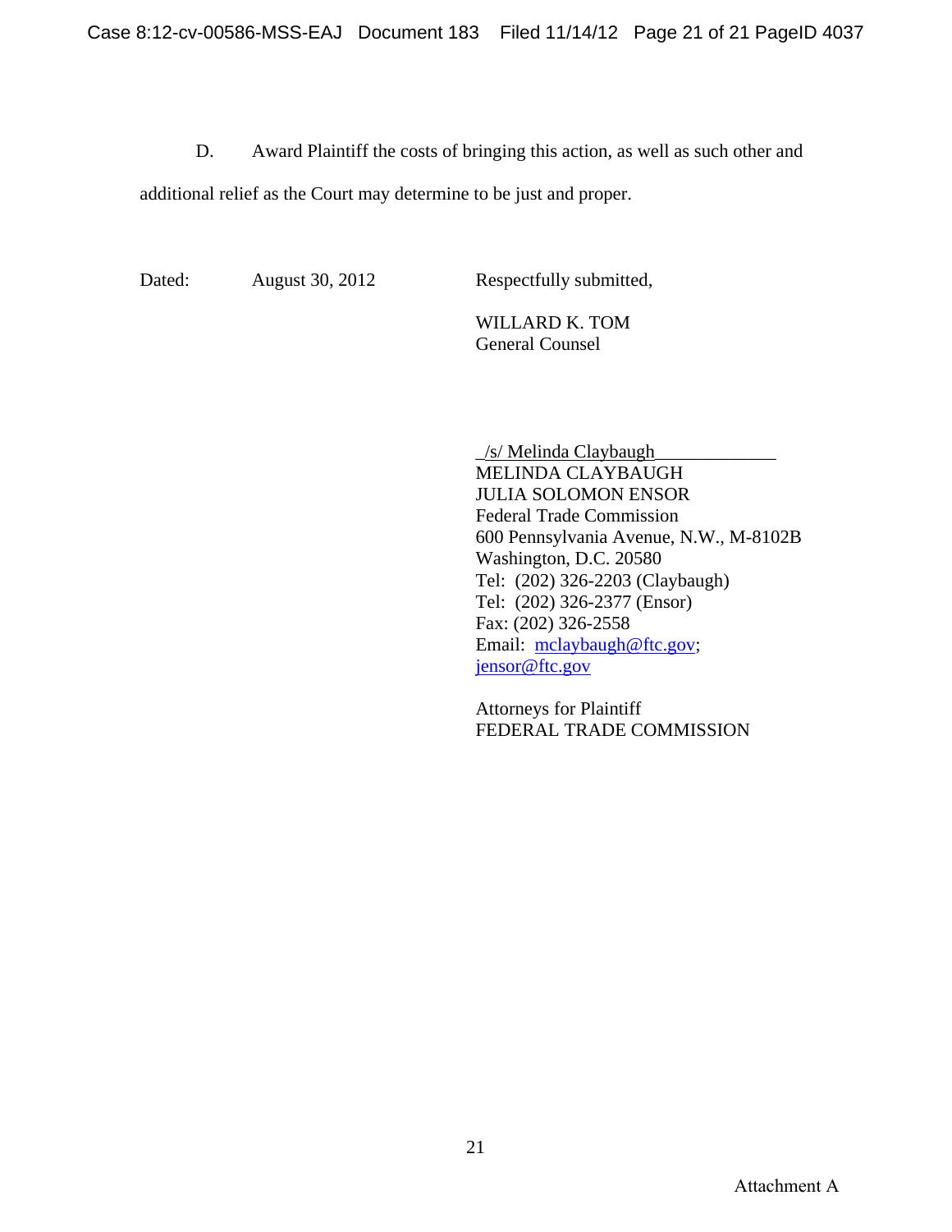D. Award Plaintiff the costs of bringing this action, as well as such other and additional relief as the Court may determine to be just and proper.

Dated: August 30, 2012

Respectfully submitted,

WILLARD K. TOM
General Counsel

_/s/ Melinda Claybaugh_____________
MELINDA CLAYBAUGH
JULIA SOLOMON ENSOR
Federal Trade Commission
600 Pennsylvania Avenue, N.W., M-8102B
Washington, D.C. 20580
Tel: (202) 326-2203 (Claybaugh)
Tel: (202) 326-2377 (Ensor)
Fax: (202) 326-2558
Email: mclaybaugh@ftc.gov;
jensor@ftc.gov

Attorneys for Plaintiff
FEDERAL TRADE COMMISSION

Attachment A